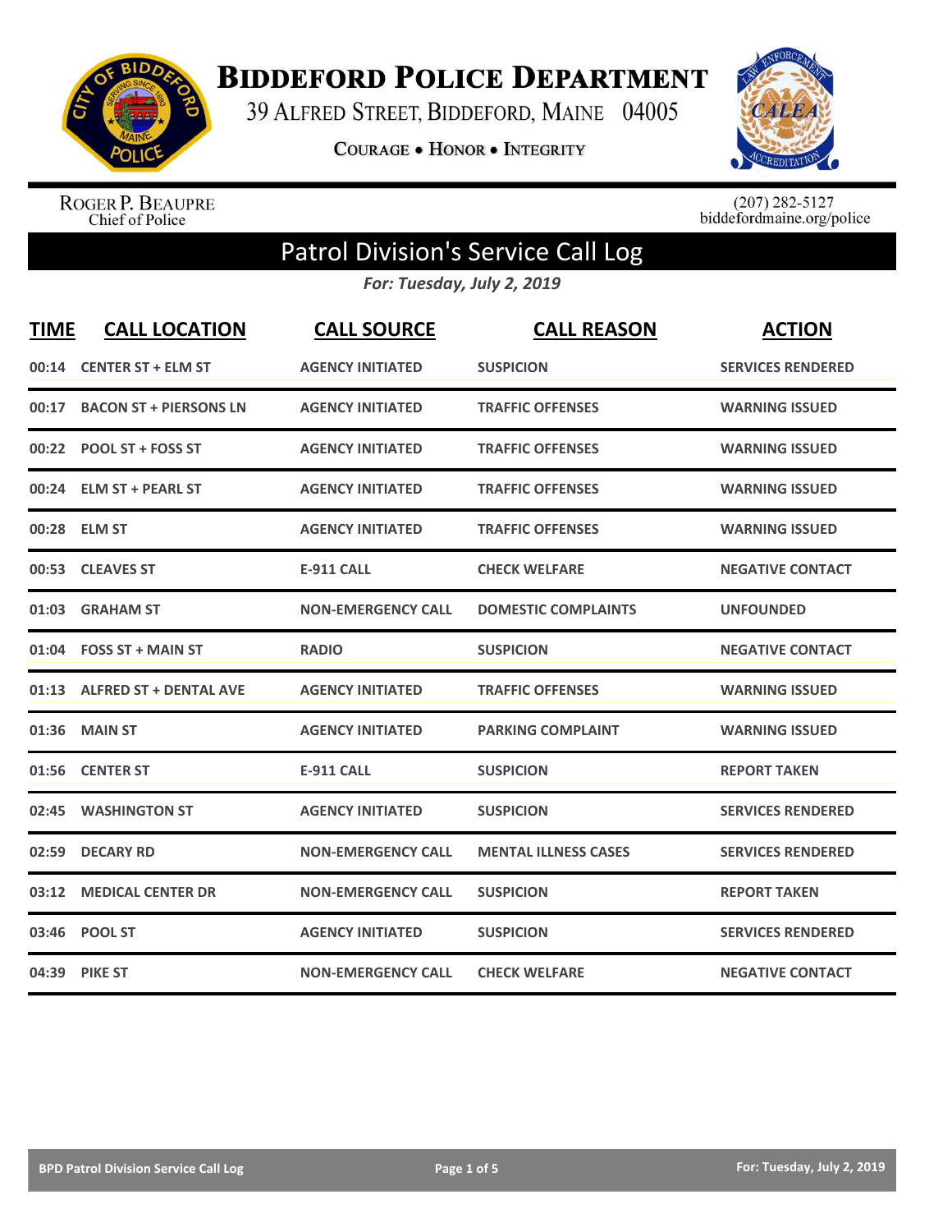# Biddeford Police Department

39 Alfred Street, Biddeford, Maine 04005

Courage • Honor • Integrity

Roger P. Beaupre
Chief of Police

(207) 282-5127
biddefordmaine.org/police

## Patrol Division's Service Call Log

*For: Tuesday, July 2, 2019*

| TIME | CALL LOCATION | CALL SOURCE | CALL REASON | ACTION |
|---|---|---|---|---|
| 00:14 | CENTER ST + ELM ST | AGENCY INITIATED | SUSPICION | SERVICES RENDERED |
| 00:17 | BACON ST + PIERSONS LN | AGENCY INITIATED | TRAFFIC OFFENSES | WARNING ISSUED |
| 00:22 | POOL ST + FOSS ST | AGENCY INITIATED | TRAFFIC OFFENSES | WARNING ISSUED |
| 00:24 | ELM ST + PEARL ST | AGENCY INITIATED | TRAFFIC OFFENSES | WARNING ISSUED |
| 00:28 | ELM ST | AGENCY INITIATED | TRAFFIC OFFENSES | WARNING ISSUED |
| 00:53 | CLEAVES ST | E-911 CALL | CHECK WELFARE | NEGATIVE CONTACT |
| 01:03 | GRAHAM ST | NON-EMERGENCY CALL | DOMESTIC COMPLAINTS | UNFOUNDED |
| 01:04 | FOSS ST + MAIN ST | RADIO | SUSPICION | NEGATIVE CONTACT |
| 01:13 | ALFRED ST + DENTAL AVE | AGENCY INITIATED | TRAFFIC OFFENSES | WARNING ISSUED |
| 01:36 | MAIN ST | AGENCY INITIATED | PARKING COMPLAINT | WARNING ISSUED |
| 01:56 | CENTER ST | E-911 CALL | SUSPICION | REPORT TAKEN |
| 02:45 | WASHINGTON ST | AGENCY INITIATED | SUSPICION | SERVICES RENDERED |
| 02:59 | DECARY RD | NON-EMERGENCY CALL | MENTAL ILLNESS CASES | SERVICES RENDERED |
| 03:12 | MEDICAL CENTER DR | NON-EMERGENCY CALL | SUSPICION | REPORT TAKEN |
| 03:46 | POOL ST | AGENCY INITIATED | SUSPICION | SERVICES RENDERED |
| 04:39 | PIKE ST | NON-EMERGENCY CALL | CHECK WELFARE | NEGATIVE CONTACT |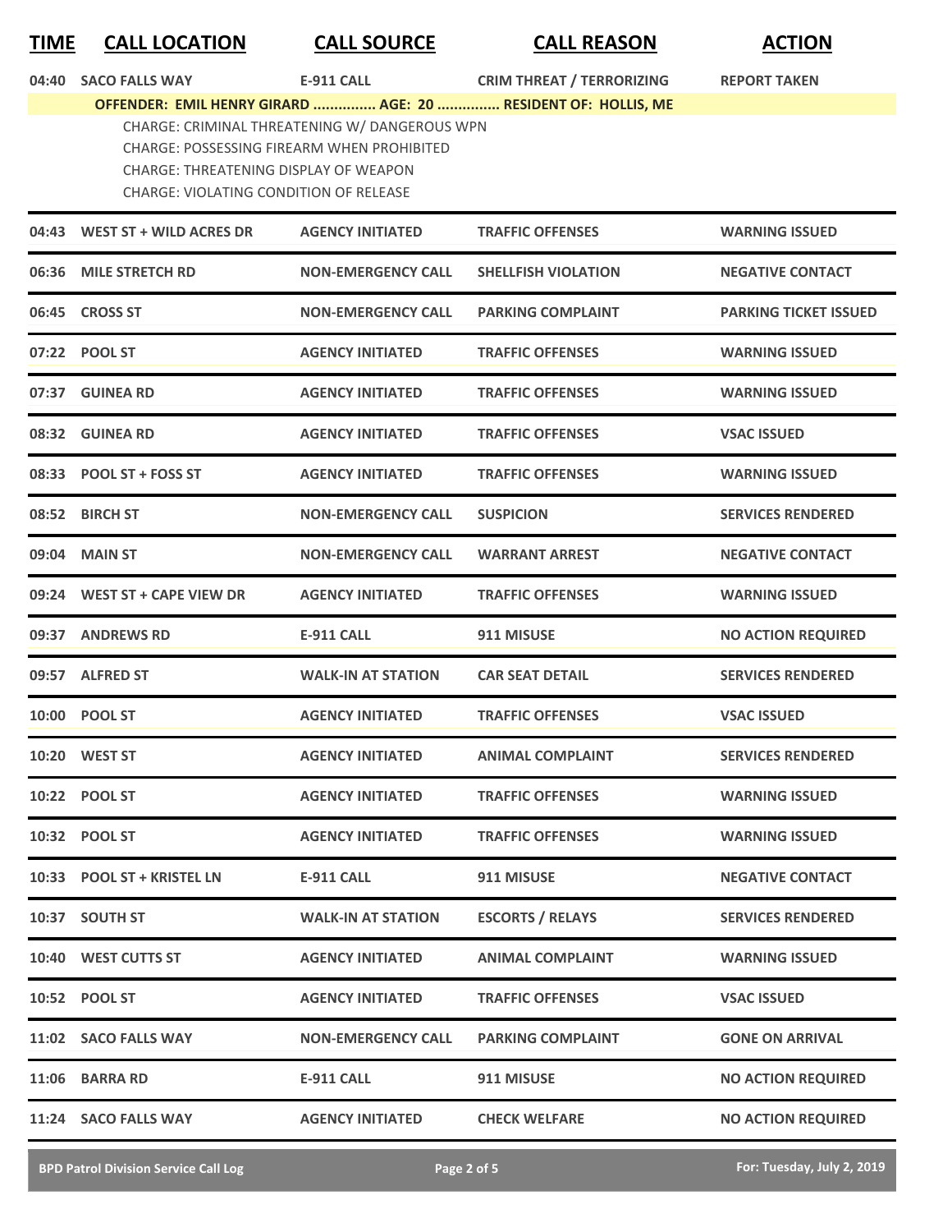| TIME | CALL LOCATION | CALL SOURCE | CALL REASON | ACTION |
|---|---|---|---|---|
| 04:40 | SACO FALLS WAY | E-911 CALL | CRIM THREAT / TERRORIZING | REPORT TAKEN |
| | **OFFENDER: EMIL HENRY GIRARD ............... AGE: 20 ............... RESIDENT OF: HOLLIS, ME** | | | |
| | CHARGE: CRIMINAL THREATENING W/ DANGEROUS WPN<br>CHARGE: POSSESSING FIREARM WHEN PROHIBITED<br>CHARGE: THREATENING DISPLAY OF WEAPON<br>CHARGE: VIOLATING CONDITION OF RELEASE | | | |
| 04:43 | WEST ST + WILD ACRES DR | AGENCY INITIATED | TRAFFIC OFFENSES | WARNING ISSUED |
| 06:36 | MILE STRETCH RD | NON-EMERGENCY CALL | SHELLFISH VIOLATION | NEGATIVE CONTACT |
| 06:45 | CROSS ST | NON-EMERGENCY CALL | PARKING COMPLAINT | PARKING TICKET ISSUED |
| 07:22 | POOL ST | AGENCY INITIATED | TRAFFIC OFFENSES | WARNING ISSUED |
| 07:37 | GUINEA RD | AGENCY INITIATED | TRAFFIC OFFENSES | WARNING ISSUED |
| 08:32 | GUINEA RD | AGENCY INITIATED | TRAFFIC OFFENSES | VSAC ISSUED |
| 08:33 | POOL ST + FOSS ST | AGENCY INITIATED | TRAFFIC OFFENSES | WARNING ISSUED |
| 08:52 | BIRCH ST | NON-EMERGENCY CALL | SUSPICION | SERVICES RENDERED |
| 09:04 | MAIN ST | NON-EMERGENCY CALL | WARRANT ARREST | NEGATIVE CONTACT |
| 09:24 | WEST ST + CAPE VIEW DR | AGENCY INITIATED | TRAFFIC OFFENSES | WARNING ISSUED |
| 09:37 | ANDREWS RD | E-911 CALL | 911 MISUSE | NO ACTION REQUIRED |
| 09:57 | ALFRED ST | WALK-IN AT STATION | CAR SEAT DETAIL | SERVICES RENDERED |
| 10:00 | POOL ST | AGENCY INITIATED | TRAFFIC OFFENSES | VSAC ISSUED |
| 10:20 | WEST ST | AGENCY INITIATED | ANIMAL COMPLAINT | SERVICES RENDERED |
| 10:22 | POOL ST | AGENCY INITIATED | TRAFFIC OFFENSES | WARNING ISSUED |
| 10:32 | POOL ST | AGENCY INITIATED | TRAFFIC OFFENSES | WARNING ISSUED |
| 10:33 | POOL ST + KRISTEL LN | E-911 CALL | 911 MISUSE | NEGATIVE CONTACT |
| 10:37 | SOUTH ST | WALK-IN AT STATION | ESCORTS / RELAYS | SERVICES RENDERED |
| 10:40 | WEST CUTTS ST | AGENCY INITIATED | ANIMAL COMPLAINT | WARNING ISSUED |
| 10:52 | POOL ST | AGENCY INITIATED | TRAFFIC OFFENSES | VSAC ISSUED |
| 11:02 | SACO FALLS WAY | NON-EMERGENCY CALL | PARKING COMPLAINT | GONE ON ARRIVAL |
| 11:06 | BARRA RD | E-911 CALL | 911 MISUSE | NO ACTION REQUIRED |
| 11:24 | SACO FALLS WAY | AGENCY INITIATED | CHECK WELFARE | NO ACTION REQUIRED |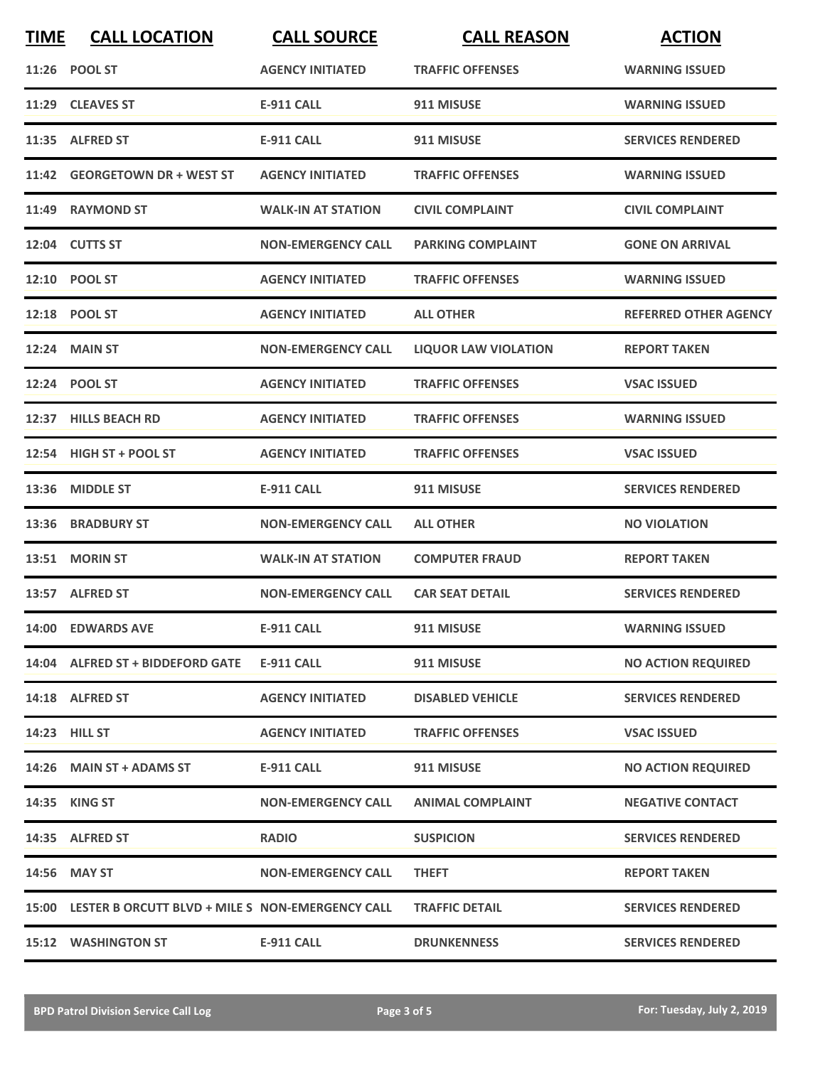| TIME | CALL LOCATION | CALL SOURCE | CALL REASON | ACTION |
| --- | --- | --- | --- | --- |
| 11:26 | POOL ST | AGENCY INITIATED | TRAFFIC OFFENSES | WARNING ISSUED |
| 11:29 | CLEAVES ST | E-911 CALL | 911 MISUSE | WARNING ISSUED |
| 11:35 | ALFRED ST | E-911 CALL | 911 MISUSE | SERVICES RENDERED |
| 11:42 | GEORGETOWN DR + WEST ST | AGENCY INITIATED | TRAFFIC OFFENSES | WARNING ISSUED |
| 11:49 | RAYMOND ST | WALK-IN AT STATION | CIVIL COMPLAINT | CIVIL COMPLAINT |
| 12:04 | CUTTS ST | NON-EMERGENCY CALL | PARKING COMPLAINT | GONE ON ARRIVAL |
| 12:10 | POOL ST | AGENCY INITIATED | TRAFFIC OFFENSES | WARNING ISSUED |
| 12:18 | POOL ST | AGENCY INITIATED | ALL OTHER | REFERRED OTHER AGENCY |
| 12:24 | MAIN ST | NON-EMERGENCY CALL | LIQUOR LAW VIOLATION | REPORT TAKEN |
| 12:24 | POOL ST | AGENCY INITIATED | TRAFFIC OFFENSES | VSAC ISSUED |
| 12:37 | HILLS BEACH RD | AGENCY INITIATED | TRAFFIC OFFENSES | WARNING ISSUED |
| 12:54 | HIGH ST + POOL ST | AGENCY INITIATED | TRAFFIC OFFENSES | VSAC ISSUED |
| 13:36 | MIDDLE ST | E-911 CALL | 911 MISUSE | SERVICES RENDERED |
| 13:36 | BRADBURY ST | NON-EMERGENCY CALL | ALL OTHER | NO VIOLATION |
| 13:51 | MORIN ST | WALK-IN AT STATION | COMPUTER FRAUD | REPORT TAKEN |
| 13:57 | ALFRED ST | NON-EMERGENCY CALL | CAR SEAT DETAIL | SERVICES RENDERED |
| 14:00 | EDWARDS AVE | E-911 CALL | 911 MISUSE | WARNING ISSUED |
| 14:04 | ALFRED ST + BIDDEFORD GATE | E-911 CALL | 911 MISUSE | NO ACTION REQUIRED |
| 14:18 | ALFRED ST | AGENCY INITIATED | DISABLED VEHICLE | SERVICES RENDERED |
| 14:23 | HILL ST | AGENCY INITIATED | TRAFFIC OFFENSES | VSAC ISSUED |
| 14:26 | MAIN ST + ADAMS ST | E-911 CALL | 911 MISUSE | NO ACTION REQUIRED |
| 14:35 | KING ST | NON-EMERGENCY CALL | ANIMAL COMPLAINT | NEGATIVE CONTACT |
| 14:35 | ALFRED ST | RADIO | SUSPICION | SERVICES RENDERED |
| 14:56 | MAY ST | NON-EMERGENCY CALL | THEFT | REPORT TAKEN |
| 15:00 | LESTER B ORCUTT BLVD + MILE S | NON-EMERGENCY CALL | TRAFFIC DETAIL | SERVICES RENDERED |
| 15:12 | WASHINGTON ST | E-911 CALL | DRUNKENNESS | SERVICES RENDERED |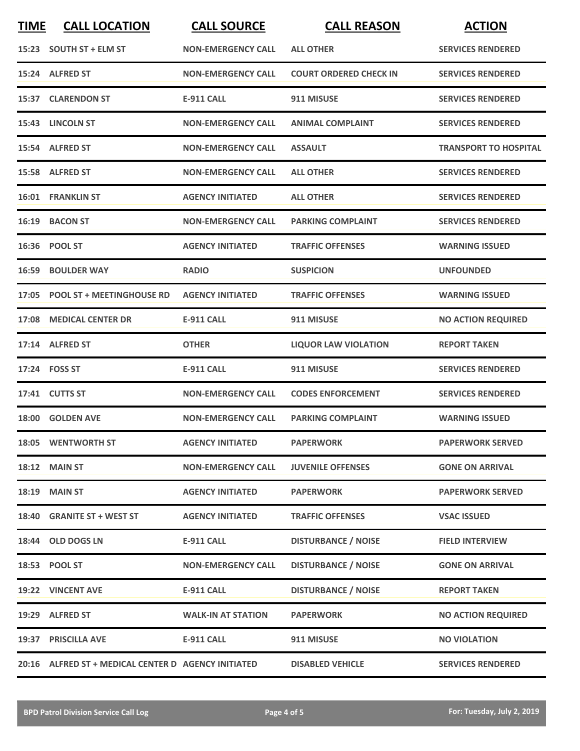| TIME | CALL LOCATION | CALL SOURCE | CALL REASON | ACTION |
|---|---|---|---|---|
| 15:23 | SOUTH ST + ELM ST | NON-EMERGENCY CALL | ALL OTHER | SERVICES RENDERED |
| 15:24 | ALFRED ST | NON-EMERGENCY CALL | COURT ORDERED CHECK IN | SERVICES RENDERED |
| 15:37 | CLARENDON ST | E-911 CALL | 911 MISUSE | SERVICES RENDERED |
| 15:43 | LINCOLN ST | NON-EMERGENCY CALL | ANIMAL COMPLAINT | SERVICES RENDERED |
| 15:54 | ALFRED ST | NON-EMERGENCY CALL | ASSAULT | TRANSPORT TO HOSPITAL |
| 15:58 | ALFRED ST | NON-EMERGENCY CALL | ALL OTHER | SERVICES RENDERED |
| 16:01 | FRANKLIN ST | AGENCY INITIATED | ALL OTHER | SERVICES RENDERED |
| 16:19 | BACON ST | NON-EMERGENCY CALL | PARKING COMPLAINT | SERVICES RENDERED |
| 16:36 | POOL ST | AGENCY INITIATED | TRAFFIC OFFENSES | WARNING ISSUED |
| 16:59 | BOULDER WAY | RADIO | SUSPICION | UNFOUNDED |
| 17:05 | POOL ST + MEETINGHOUSE RD | AGENCY INITIATED | TRAFFIC OFFENSES | WARNING ISSUED |
| 17:08 | MEDICAL CENTER DR | E-911 CALL | 911 MISUSE | NO ACTION REQUIRED |
| 17:14 | ALFRED ST | OTHER | LIQUOR LAW VIOLATION | REPORT TAKEN |
| 17:24 | FOSS ST | E-911 CALL | 911 MISUSE | SERVICES RENDERED |
| 17:41 | CUTTS ST | NON-EMERGENCY CALL | CODES ENFORCEMENT | SERVICES RENDERED |
| 18:00 | GOLDEN AVE | NON-EMERGENCY CALL | PARKING COMPLAINT | WARNING ISSUED |
| 18:05 | WENTWORTH ST | AGENCY INITIATED | PAPERWORK | PAPERWORK SERVED |
| 18:12 | MAIN ST | NON-EMERGENCY CALL | JUVENILE OFFENSES | GONE ON ARRIVAL |
| 18:19 | MAIN ST | AGENCY INITIATED | PAPERWORK | PAPERWORK SERVED |
| 18:40 | GRANITE ST + WEST ST | AGENCY INITIATED | TRAFFIC OFFENSES | VSAC ISSUED |
| 18:44 | OLD DOGS LN | E-911 CALL | DISTURBANCE / NOISE | FIELD INTERVIEW |
| 18:53 | POOL ST | NON-EMERGENCY CALL | DISTURBANCE / NOISE | GONE ON ARRIVAL |
| 19:22 | VINCENT AVE | E-911 CALL | DISTURBANCE / NOISE | REPORT TAKEN |
| 19:29 | ALFRED ST | WALK-IN AT STATION | PAPERWORK | NO ACTION REQUIRED |
| 19:37 | PRISCILLA AVE | E-911 CALL | 911 MISUSE | NO VIOLATION |
| 20:16 | ALFRED ST + MEDICAL CENTER D | AGENCY INITIATED | DISABLED VEHICLE | SERVICES RENDERED |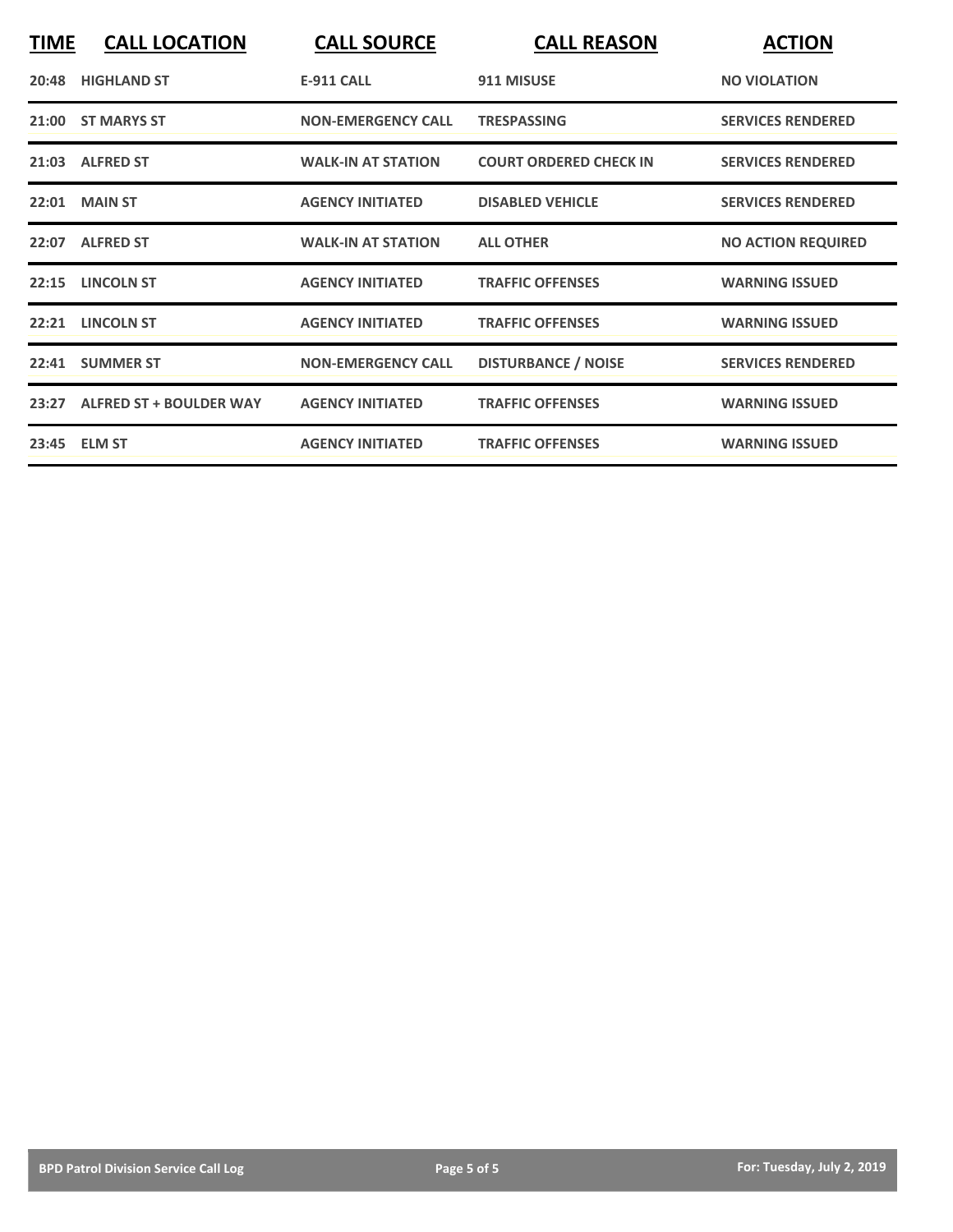| TIME | CALL LOCATION | CALL SOURCE | CALL REASON | ACTION |
|---|---|---|---|---|
| 20:48 | HIGHLAND ST | E-911 CALL | 911 MISUSE | NO VIOLATION |
| 21:00 | ST MARYS ST | NON-EMERGENCY CALL | TRESPASSING | SERVICES RENDERED |
| 21:03 | ALFRED ST | WALK-IN AT STATION | COURT ORDERED CHECK IN | SERVICES RENDERED |
| 22:01 | MAIN ST | AGENCY INITIATED | DISABLED VEHICLE | SERVICES RENDERED |
| 22:07 | ALFRED ST | WALK-IN AT STATION | ALL OTHER | NO ACTION REQUIRED |
| 22:15 | LINCOLN ST | AGENCY INITIATED | TRAFFIC OFFENSES | WARNING ISSUED |
| 22:21 | LINCOLN ST | AGENCY INITIATED | TRAFFIC OFFENSES | WARNING ISSUED |
| 22:41 | SUMMER ST | NON-EMERGENCY CALL | DISTURBANCE / NOISE | SERVICES RENDERED |
| 23:27 | ALFRED ST + BOULDER WAY | AGENCY INITIATED | TRAFFIC OFFENSES | WARNING ISSUED |
| 23:45 | ELM ST | AGENCY INITIATED | TRAFFIC OFFENSES | WARNING ISSUED |